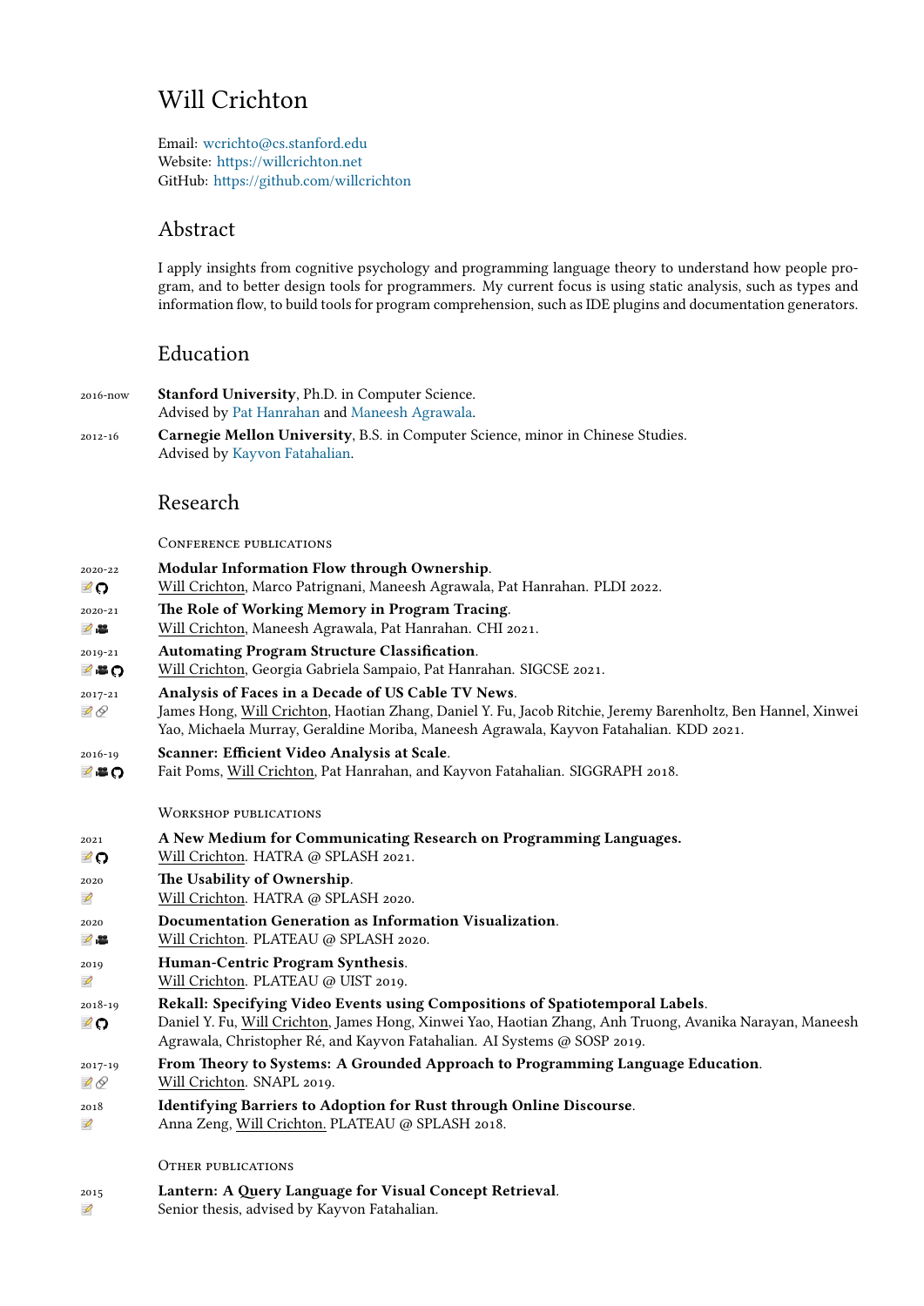# Will Crichton

Email: wcrichto@cs.stanford.edu
Website: https://willcrichton.net
GitHub: https://github.com/willcrichton

## Abstract

I apply insights from cognitive psychology and programming language theory to understand how people program, and to better design tools for programmers. My current focus is using static analysis, such as types and information flow, to build tools for program comprehension, such as IDE plugins and documentation generators.

## Education

2016-now **Stanford University**, Ph.D. in Computer Science.
Advised by Pat Hanrahan and Maneesh Agrawala.

2012-16 **Carnegie Mellon University**, B.S. in Computer Science, minor in Chinese Studies.
Advised by Kayvon Fatahalian.

## Research

### Conference publications

2020-22 **Modular Information Flow through Ownership**.
Will Crichton, Marco Patrignani, Maneesh Agrawala, Pat Hanrahan. PLDI 2022.

2020-21 **The Role of Working Memory in Program Tracing**.
Will Crichton, Maneesh Agrawala, Pat Hanrahan. CHI 2021.

2019-21 **Automating Program Structure Classification**.
Will Crichton, Georgia Gabriela Sampaio, Pat Hanrahan. SIGCSE 2021.

2017-21 **Analysis of Faces in a Decade of US Cable TV News**.
James Hong, Will Crichton, Haotian Zhang, Daniel Y. Fu, Jacob Ritchie, Jeremy Barenholtz, Ben Hannel, Xinwei Yao, Michaela Murray, Geraldine Moriba, Maneesh Agrawala, Kayvon Fatahalian. KDD 2021.

2016-19 **Scanner: Efficient Video Analysis at Scale**.
Fait Poms, Will Crichton, Pat Hanrahan, and Kayvon Fatahalian. SIGGRAPH 2018.

### Workshop publications

2021 **A New Medium for Communicating Research on Programming Languages.**
Will Crichton. HATRA @ SPLASH 2021.

2020 **The Usability of Ownership**.
Will Crichton. HATRA @ SPLASH 2020.

2020 **Documentation Generation as Information Visualization**.
Will Crichton. PLATEAU @ SPLASH 2020.

2019 **Human-Centric Program Synthesis**.
Will Crichton. PLATEAU @ UIST 2019.

2018-19 **Rekall: Specifying Video Events using Compositions of Spatiotemporal Labels**.
Daniel Y. Fu, Will Crichton, James Hong, Xinwei Yao, Haotian Zhang, Anh Truong, Avanika Narayan, Maneesh Agrawala, Christopher Ré, and Kayvon Fatahalian. AI Systems @ SOSP 2019.

2017-19 **From Theory to Systems: A Grounded Approach to Programming Language Education**.
Will Crichton. SNAPL 2019.

2018 **Identifying Barriers to Adoption for Rust through Online Discourse**.
Anna Zeng, Will Crichton. PLATEAU @ SPLASH 2018.

### Other publications

2015 **Lantern: A Query Language for Visual Concept Retrieval**.
Senior thesis, advised by Kayvon Fatahalian.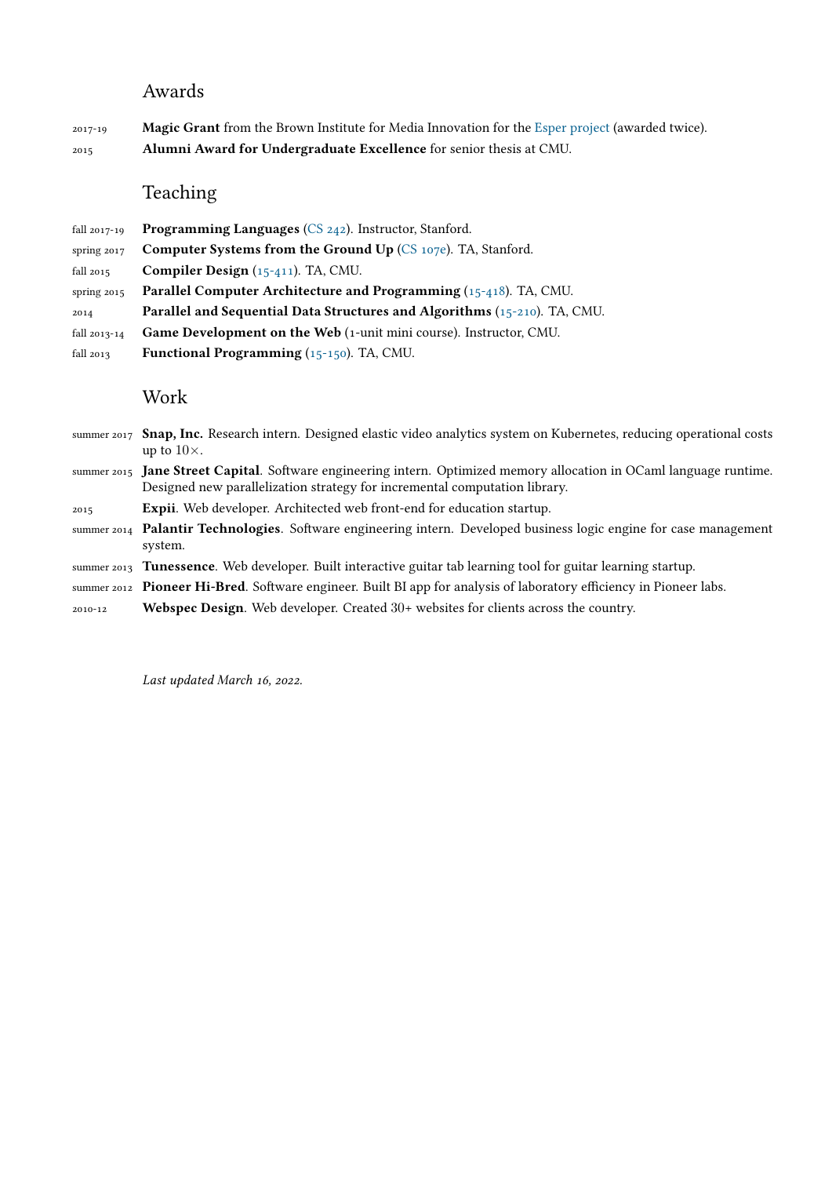## Awards

2017-19 **Magic Grant** from the Brown Institute for Media Innovation for the Esper project (awarded twice).

2015 **Alumni Award for Undergraduate Excellence** for senior thesis at CMU.

## Teaching

fall 2017-19 **Programming Languages** (CS 242). Instructor, Stanford.

spring 2017 **Computer Systems from the Ground Up** (CS 107e). TA, Stanford.

fall 2015 **Compiler Design** (15-411). TA, CMU.

spring 2015 **Parallel Computer Architecture and Programming** (15-418). TA, CMU.

2014 **Parallel and Sequential Data Structures and Algorithms** (15-210). TA, CMU.

fall 2013-14 **Game Development on the Web** (1-unit mini course). Instructor, CMU.

fall 2013 **Functional Programming** (15-150). TA, CMU.

## Work

summer 2017 **Snap, Inc.** Research intern. Designed elastic video analytics system on Kubernetes, reducing operational costs up to $10\times$.

summer 2015 **Jane Street Capital**. Software engineering intern. Optimized memory allocation in OCaml language runtime. Designed new parallelization strategy for incremental computation library.

2015 **Expii**. Web developer. Architected web front-end for education startup.

summer 2014 **Palantir Technologies**. Software engineering intern. Developed business logic engine for case management system.

summer 2013 **Tunessence**. Web developer. Built interactive guitar tab learning tool for guitar learning startup.

summer 2012 **Pioneer Hi-Bred**. Software engineer. Built BI app for analysis of laboratory efficiency in Pioneer labs.

2010-12 **Webspec Design**. Web developer. Created 30+ websites for clients across the country.

*Last updated March 16, 2022.*